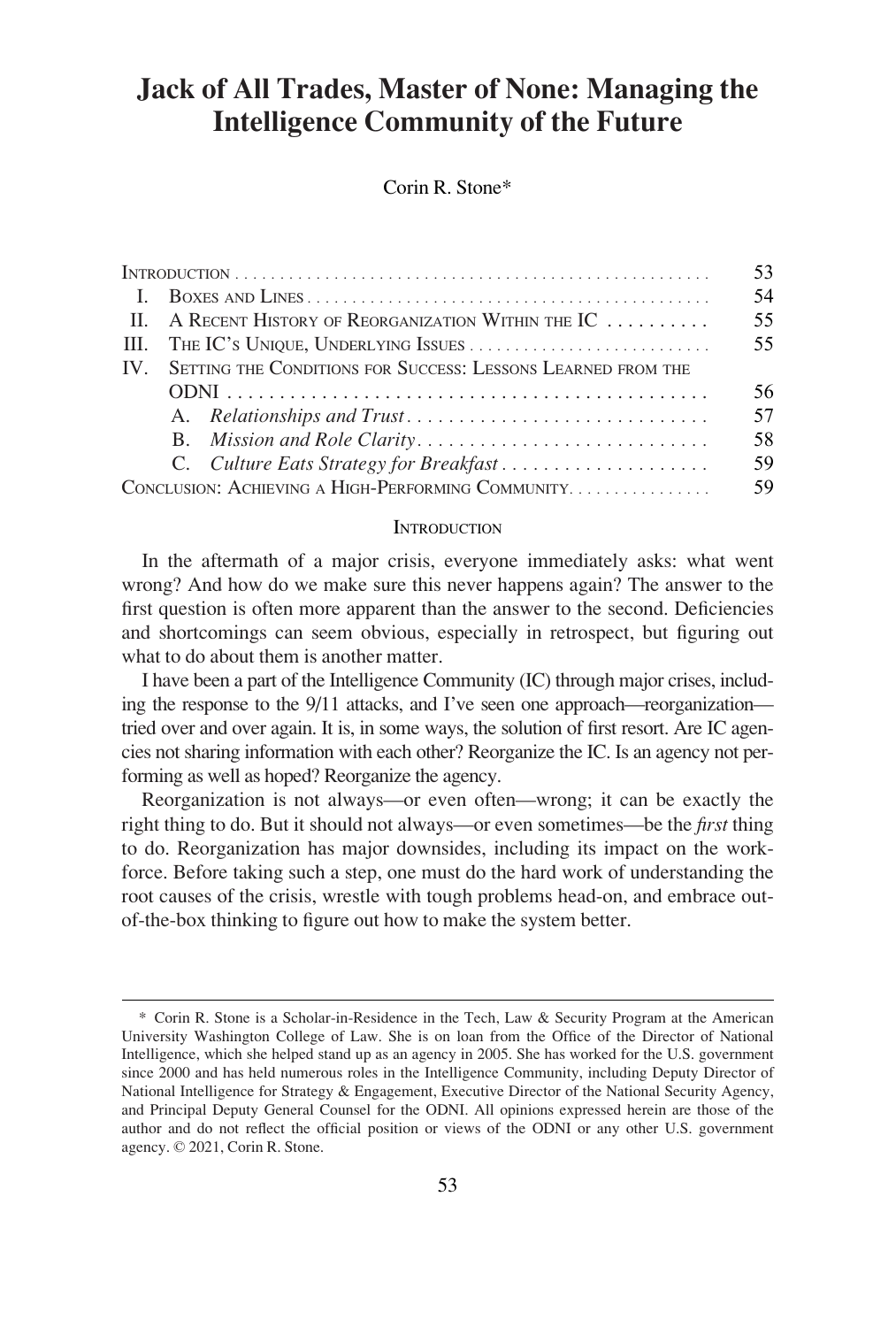# Jack of All Trades, Master of None: Managing the Intelligence Community of the Future

Corin R. Stone*

| | | |
|---|---|---|
| INTRODUCTION | | 53 |
| I. | BOXES AND LINES | 54 |
| II. | A RECENT HISTORY OF REORGANIZATION WITHIN THE IC | 55 |
| III. | THE IC'S UNIQUE, UNDERLYING ISSUES | 55 |
| IV. | SETTING THE CONDITIONS FOR SUCCESS: LESSONS LEARNED FROM THE ODNI | 56 |
| | A. *Relationships and Trust* | 57 |
| | B. *Mission and Role Clarity* | 58 |
| | C. *Culture Eats Strategy for Breakfast* | 59 |
| CONCLUSION: ACHIEVING A HIGH-PERFORMING COMMUNITY | | 59 |

## INTRODUCTION

In the aftermath of a major crisis, everyone immediately asks: what went wrong? And how do we make sure this never happens again? The answer to the first question is often more apparent than the answer to the second. Deficiencies and shortcomings can seem obvious, especially in retrospect, but figuring out what to do about them is another matter.

I have been a part of the Intelligence Community (IC) through major crises, including the response to the 9/11 attacks, and I've seen one approach—reorganization—tried over and over again. It is, in some ways, the solution of first resort. Are IC agencies not sharing information with each other? Reorganize the IC. Is an agency not performing as well as hoped? Reorganize the agency.

Reorganization is not always—or even often—wrong; it can be exactly the right thing to do. But it should not always—or even sometimes—be the *first* thing to do. Reorganization has major downsides, including its impact on the workforce. Before taking such a step, one must do the hard work of understanding the root causes of the crisis, wrestle with tough problems head-on, and embrace out-of-the-box thinking to figure out how to make the system better.

---

\* Corin R. Stone is a Scholar-in-Residence in the Tech, Law & Security Program at the American University Washington College of Law. She is on loan from the Office of the Director of National Intelligence, which she helped stand up as an agency in 2005. She has worked for the U.S. government since 2000 and has held numerous roles in the Intelligence Community, including Deputy Director of National Intelligence for Strategy & Engagement, Executive Director of the National Security Agency, and Principal Deputy General Counsel for the ODNI. All opinions expressed herein are those of the author and do not reflect the official position or views of the ODNI or any other U.S. government agency. © 2021, Corin R. Stone.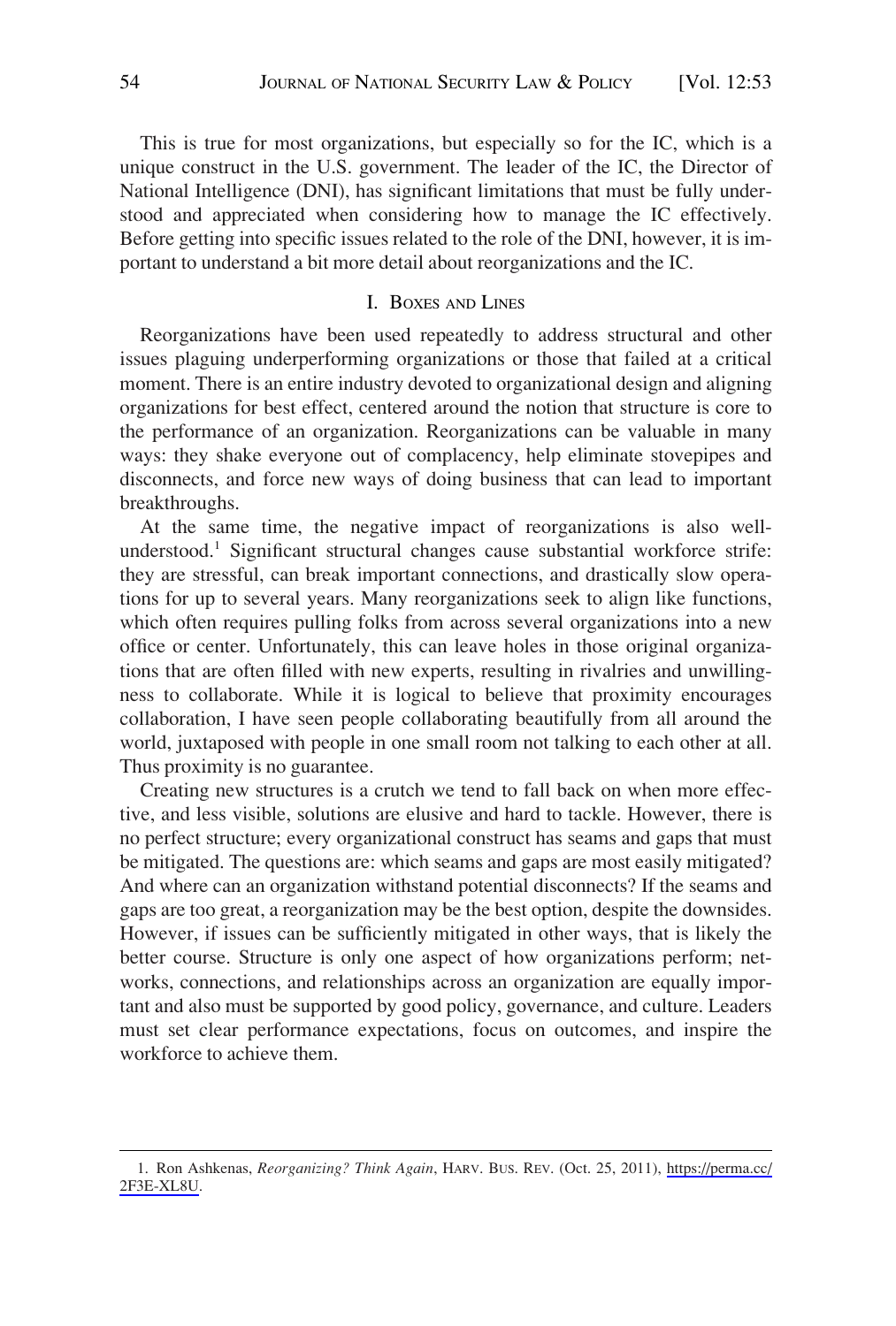This is true for most organizations, but especially so for the IC, which is a unique construct in the U.S. government. The leader of the IC, the Director of National Intelligence (DNI), has significant limitations that must be fully understood and appreciated when considering how to manage the IC effectively. Before getting into specific issues related to the role of the DNI, however, it is important to understand a bit more detail about reorganizations and the IC.

## I. Boxes and Lines

Reorganizations have been used repeatedly to address structural and other issues plaguing underperforming organizations or those that failed at a critical moment. There is an entire industry devoted to organizational design and aligning organizations for best effect, centered around the notion that structure is core to the performance of an organization. Reorganizations can be valuable in many ways: they shake everyone out of complacency, help eliminate stovepipes and disconnects, and force new ways of doing business that can lead to important breakthroughs.

At the same time, the negative impact of reorganizations is also well-understood.[1] Significant structural changes cause substantial workforce strife: they are stressful, can break important connections, and drastically slow operations for up to several years. Many reorganizations seek to align like functions, which often requires pulling folks from across several organizations into a new office or center. Unfortunately, this can leave holes in those original organizations that are often filled with new experts, resulting in rivalries and unwillingness to collaborate. While it is logical to believe that proximity encourages collaboration, I have seen people collaborating beautifully from all around the world, juxtaposed with people in one small room not talking to each other at all. Thus proximity is no guarantee.

Creating new structures is a crutch we tend to fall back on when more effective, and less visible, solutions are elusive and hard to tackle. However, there is no perfect structure; every organizational construct has seams and gaps that must be mitigated. The questions are: which seams and gaps are most easily mitigated? And where can an organization withstand potential disconnects? If the seams and gaps are too great, a reorganization may be the best option, despite the downsides. However, if issues can be sufficiently mitigated in other ways, that is likely the better course. Structure is only one aspect of how organizations perform; networks, connections, and relationships across an organization are equally important and also must be supported by good policy, governance, and culture. Leaders must set clear performance expectations, focus on outcomes, and inspire the workforce to achieve them.

---

1. Ron Ashkenas, *Reorganizing? Think Again*, HARV. BUS. REV. (Oct. 25, 2011), https://perma.cc/2F3E-XL8U.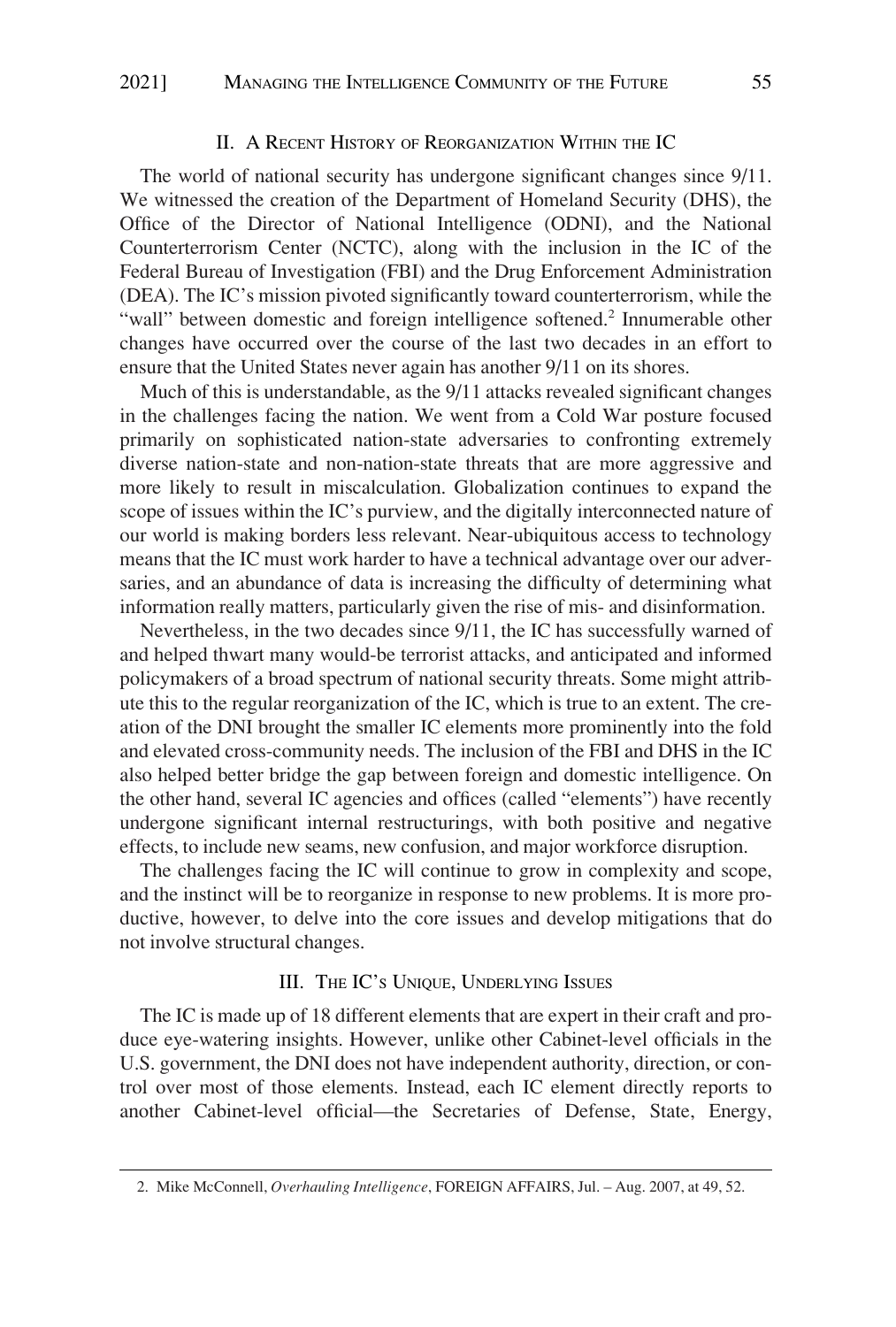## II. A Recent History of Reorganization Within the IC

The world of national security has undergone significant changes since 9/11. We witnessed the creation of the Department of Homeland Security (DHS), the Office of the Director of National Intelligence (ODNI), and the National Counterterrorism Center (NCTC), along with the inclusion in the IC of the Federal Bureau of Investigation (FBI) and the Drug Enforcement Administration (DEA). The IC's mission pivoted significantly toward counterterrorism, while the "wall" between domestic and foreign intelligence softened.[2] Innumerable other changes have occurred over the course of the last two decades in an effort to ensure that the United States never again has another 9/11 on its shores.

Much of this is understandable, as the 9/11 attacks revealed significant changes in the challenges facing the nation. We went from a Cold War posture focused primarily on sophisticated nation-state adversaries to confronting extremely diverse nation-state and non-nation-state threats that are more aggressive and more likely to result in miscalculation. Globalization continues to expand the scope of issues within the IC's purview, and the digitally interconnected nature of our world is making borders less relevant. Near-ubiquitous access to technology means that the IC must work harder to have a technical advantage over our adversaries, and an abundance of data is increasing the difficulty of determining what information really matters, particularly given the rise of mis- and disinformation.

Nevertheless, in the two decades since 9/11, the IC has successfully warned of and helped thwart many would-be terrorist attacks, and anticipated and informed policymakers of a broad spectrum of national security threats. Some might attribute this to the regular reorganization of the IC, which is true to an extent. The creation of the DNI brought the smaller IC elements more prominently into the fold and elevated cross-community needs. The inclusion of the FBI and DHS in the IC also helped better bridge the gap between foreign and domestic intelligence. On the other hand, several IC agencies and offices (called "elements") have recently undergone significant internal restructurings, with both positive and negative effects, to include new seams, new confusion, and major workforce disruption.

The challenges facing the IC will continue to grow in complexity and scope, and the instinct will be to reorganize in response to new problems. It is more productive, however, to delve into the core issues and develop mitigations that do not involve structural changes.

## III. The IC's Unique, Underlying Issues

The IC is made up of 18 different elements that are expert in their craft and produce eye-watering insights. However, unlike other Cabinet-level officials in the U.S. government, the DNI does not have independent authority, direction, or control over most of those elements. Instead, each IC element directly reports to another Cabinet-level official—the Secretaries of Defense, State, Energy,

---

2. Mike McConnell, *Overhauling Intelligence*, FOREIGN AFFAIRS, Jul. – Aug. 2007, at 49, 52.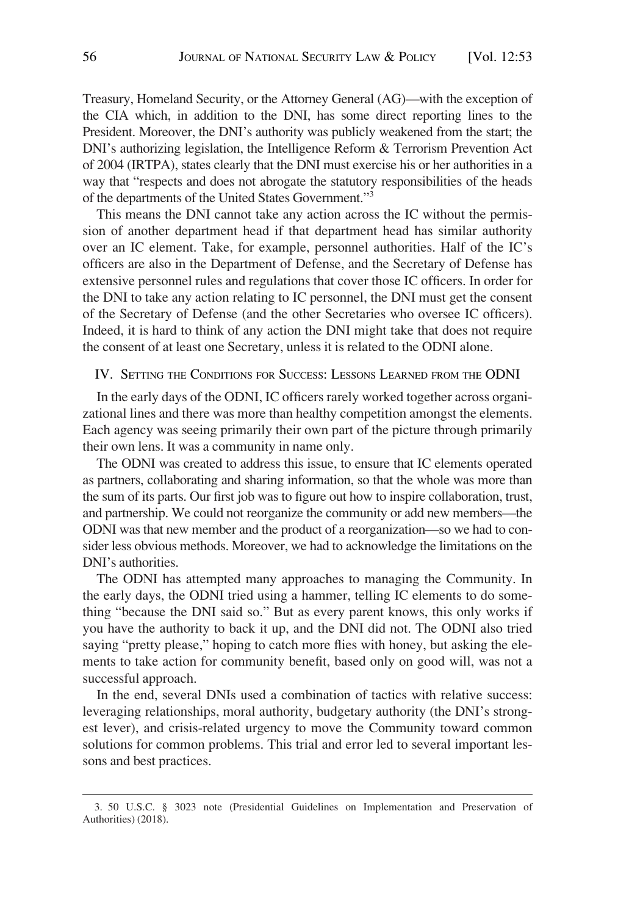Treasury, Homeland Security, or the Attorney General (AG)—with the exception of the CIA which, in addition to the DNI, has some direct reporting lines to the President. Moreover, the DNI's authority was publicly weakened from the start; the DNI's authorizing legislation, the Intelligence Reform & Terrorism Prevention Act of 2004 (IRTPA), states clearly that the DNI must exercise his or her authorities in a way that "respects and does not abrogate the statutory responsibilities of the heads of the departments of the United States Government."[3]

This means the DNI cannot take any action across the IC without the permission of another department head if that department head has similar authority over an IC element. Take, for example, personnel authorities. Half of the IC's officers are also in the Department of Defense, and the Secretary of Defense has extensive personnel rules and regulations that cover those IC officers. In order for the DNI to take any action relating to IC personnel, the DNI must get the consent of the Secretary of Defense (and the other Secretaries who oversee IC officers). Indeed, it is hard to think of any action the DNI might take that does not require the consent of at least one Secretary, unless it is related to the ODNI alone.

## IV. Setting the Conditions for Success: Lessons Learned from the ODNI

In the early days of the ODNI, IC officers rarely worked together across organizational lines and there was more than healthy competition amongst the elements. Each agency was seeing primarily their own part of the picture through primarily their own lens. It was a community in name only.

The ODNI was created to address this issue, to ensure that IC elements operated as partners, collaborating and sharing information, so that the whole was more than the sum of its parts. Our first job was to figure out how to inspire collaboration, trust, and partnership. We could not reorganize the community or add new members—the ODNI was that new member and the product of a reorganization—so we had to consider less obvious methods. Moreover, we had to acknowledge the limitations on the DNI's authorities.

The ODNI has attempted many approaches to managing the Community. In the early days, the ODNI tried using a hammer, telling IC elements to do something "because the DNI said so." But as every parent knows, this only works if you have the authority to back it up, and the DNI did not. The ODNI also tried saying "pretty please," hoping to catch more flies with honey, but asking the elements to take action for community benefit, based only on good will, was not a successful approach.

In the end, several DNIs used a combination of tactics with relative success: leveraging relationships, moral authority, budgetary authority (the DNI's strongest lever), and crisis-related urgency to move the Community toward common solutions for common problems. This trial and error led to several important lessons and best practices.

---

3. 50 U.S.C. § 3023 note (Presidential Guidelines on Implementation and Preservation of Authorities) (2018).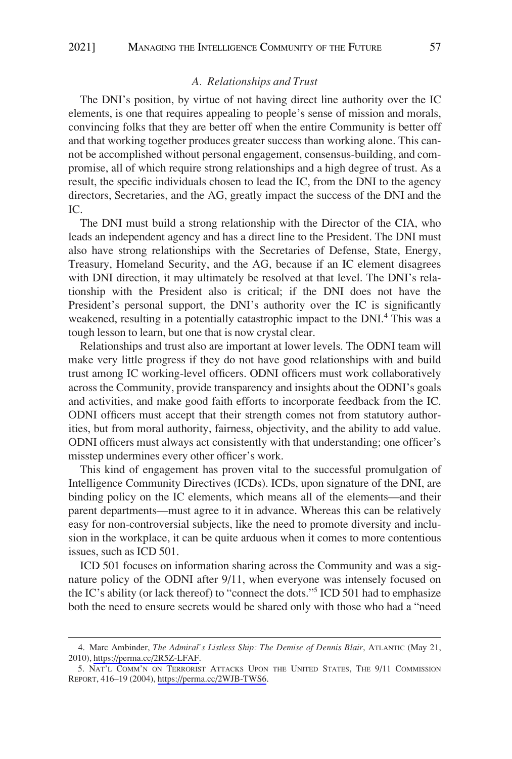### *A. Relationships and Trust*

The DNI's position, by virtue of not having direct line authority over the IC elements, is one that requires appealing to people's sense of mission and morals, convincing folks that they are better off when the entire Community is better off and that working together produces greater success than working alone. This cannot be accomplished without personal engagement, consensus-building, and compromise, all of which require strong relationships and a high degree of trust. As a result, the specific individuals chosen to lead the IC, from the DNI to the agency directors, Secretaries, and the AG, greatly impact the success of the DNI and the IC.

The DNI must build a strong relationship with the Director of the CIA, who leads an independent agency and has a direct line to the President. The DNI must also have strong relationships with the Secretaries of Defense, State, Energy, Treasury, Homeland Security, and the AG, because if an IC element disagrees with DNI direction, it may ultimately be resolved at that level. The DNI's relationship with the President also is critical; if the DNI does not have the President's personal support, the DNI's authority over the IC is significantly weakened, resulting in a potentially catastrophic impact to the DNI.[4] This was a tough lesson to learn, but one that is now crystal clear.

Relationships and trust also are important at lower levels. The ODNI team will make very little progress if they do not have good relationships with and build trust among IC working-level officers. ODNI officers must work collaboratively across the Community, provide transparency and insights about the ODNI's goals and activities, and make good faith efforts to incorporate feedback from the IC. ODNI officers must accept that their strength comes not from statutory authorities, but from moral authority, fairness, objectivity, and the ability to add value. ODNI officers must always act consistently with that understanding; one officer's misstep undermines every other officer's work.

This kind of engagement has proven vital to the successful promulgation of Intelligence Community Directives (ICDs). ICDs, upon signature of the DNI, are binding policy on the IC elements, which means all of the elements—and their parent departments—must agree to it in advance. Whereas this can be relatively easy for non-controversial subjects, like the need to promote diversity and inclusion in the workplace, it can be quite arduous when it comes to more contentious issues, such as ICD 501.

ICD 501 focuses on information sharing across the Community and was a signature policy of the ODNI after 9/11, when everyone was intensely focused on the IC's ability (or lack thereof) to "connect the dots."[5] ICD 501 had to emphasize both the need to ensure secrets would be shared only with those who had a "need

---

4. Marc Ambinder, *The Admiral's Listless Ship: The Demise of Dennis Blair*, ATLANTIC (May 21, 2010), https://perma.cc/2R5Z-LFAF.

5. NAT'L COMM'N ON TERRORIST ATTACKS UPON THE UNITED STATES, THE 9/11 COMMISSION REPORT, 416–19 (2004), https://perma.cc/2WJB-TWS6.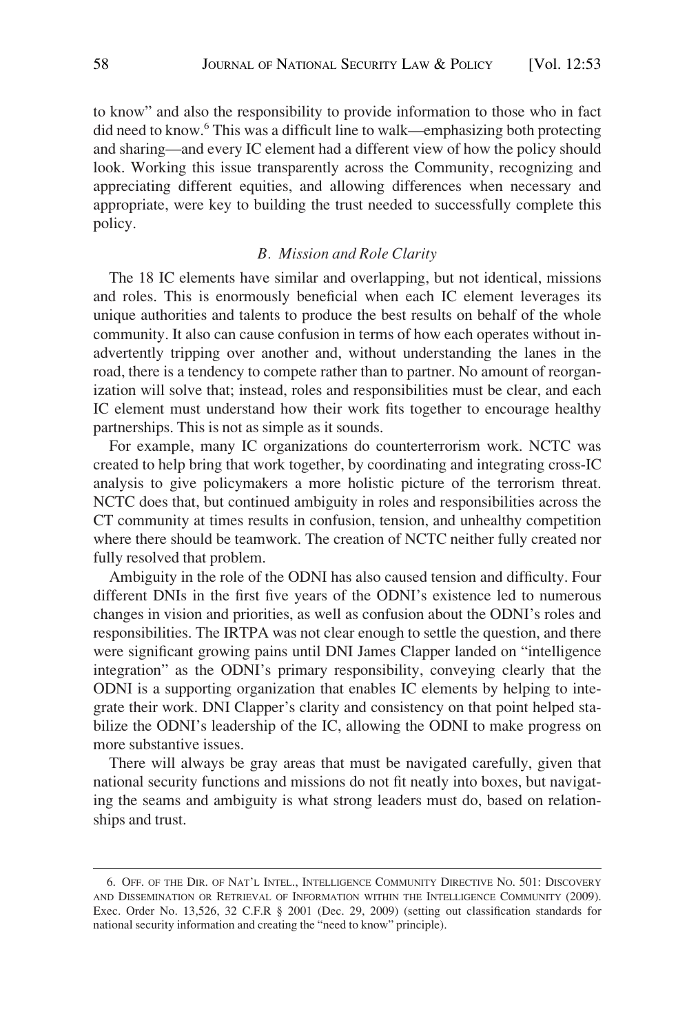to know" and also the responsibility to provide information to those who in fact did need to know.[6] This was a difficult line to walk—emphasizing both protecting and sharing—and every IC element had a different view of how the policy should look. Working this issue transparently across the Community, recognizing and appreciating different equities, and allowing differences when necessary and appropriate, were key to building the trust needed to successfully complete this policy.

### *B. Mission and Role Clarity*

The 18 IC elements have similar and overlapping, but not identical, missions and roles. This is enormously beneficial when each IC element leverages its unique authorities and talents to produce the best results on behalf of the whole community. It also can cause confusion in terms of how each operates without inadvertently tripping over another and, without understanding the lanes in the road, there is a tendency to compete rather than to partner. No amount of reorganization will solve that; instead, roles and responsibilities must be clear, and each IC element must understand how their work fits together to encourage healthy partnerships. This is not as simple as it sounds.

For example, many IC organizations do counterterrorism work. NCTC was created to help bring that work together, by coordinating and integrating cross-IC analysis to give policymakers a more holistic picture of the terrorism threat. NCTC does that, but continued ambiguity in roles and responsibilities across the CT community at times results in confusion, tension, and unhealthy competition where there should be teamwork. The creation of NCTC neither fully created nor fully resolved that problem.

Ambiguity in the role of the ODNI has also caused tension and difficulty. Four different DNIs in the first five years of the ODNI's existence led to numerous changes in vision and priorities, as well as confusion about the ODNI's roles and responsibilities. The IRTPA was not clear enough to settle the question, and there were significant growing pains until DNI James Clapper landed on "intelligence integration" as the ODNI's primary responsibility, conveying clearly that the ODNI is a supporting organization that enables IC elements by helping to integrate their work. DNI Clapper's clarity and consistency on that point helped stabilize the ODNI's leadership of the IC, allowing the ODNI to make progress on more substantive issues.

There will always be gray areas that must be navigated carefully, given that national security functions and missions do not fit neatly into boxes, but navigating the seams and ambiguity is what strong leaders must do, based on relationships and trust.

---

6. OFF. OF THE DIR. OF NAT'L INTEL., INTELLIGENCE COMMUNITY DIRECTIVE NO. 501: DISCOVERY AND DISSEMINATION OR RETRIEVAL OF INFORMATION WITHIN THE INTELLIGENCE COMMUNITY (2009). Exec. Order No. 13,526, 32 C.F.R § 2001 (Dec. 29, 2009) (setting out classification standards for national security information and creating the "need to know" principle).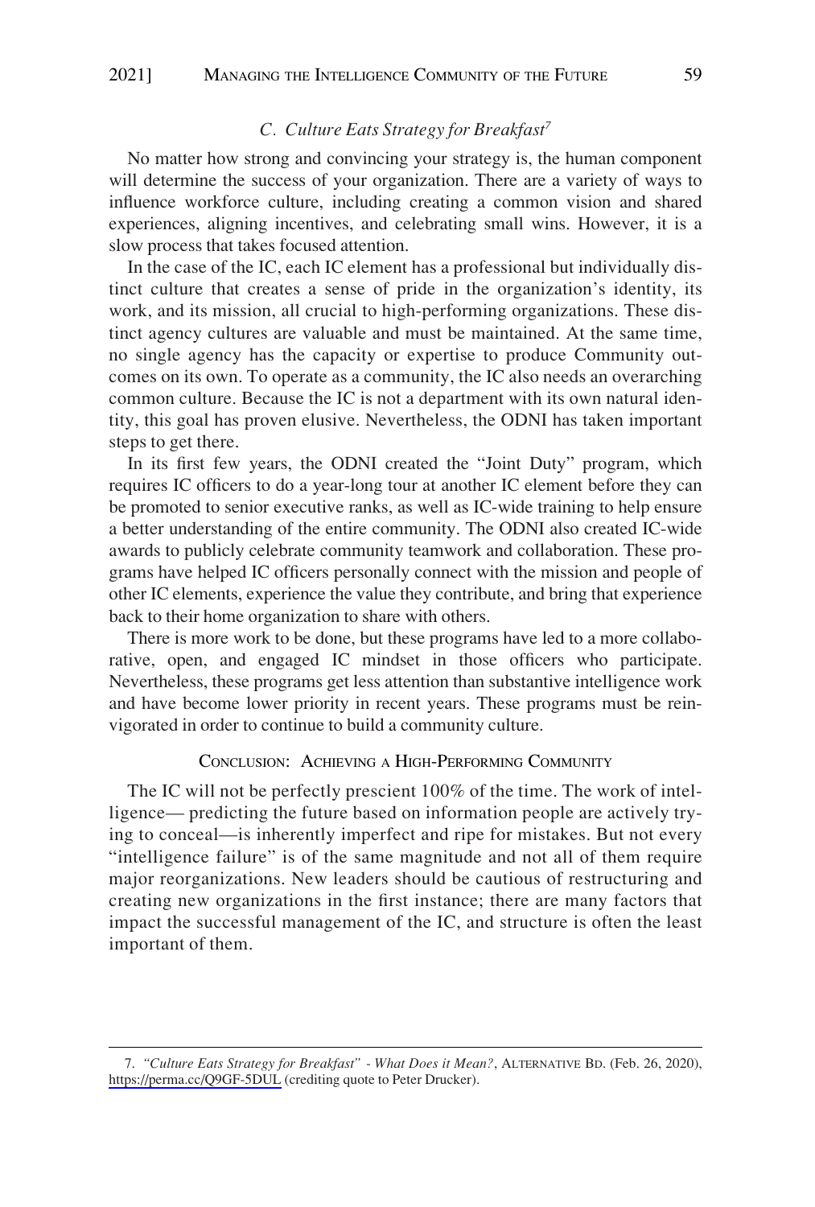### C. *Culture Eats Strategy for Breakfast*[7]

No matter how strong and convincing your strategy is, the human component will determine the success of your organization. There are a variety of ways to influence workforce culture, including creating a common vision and shared experiences, aligning incentives, and celebrating small wins. However, it is a slow process that takes focused attention.

In the case of the IC, each IC element has a professional but individually distinct culture that creates a sense of pride in the organization's identity, its work, and its mission, all crucial to high-performing organizations. These distinct agency cultures are valuable and must be maintained. At the same time, no single agency has the capacity or expertise to produce Community outcomes on its own. To operate as a community, the IC also needs an overarching common culture. Because the IC is not a department with its own natural identity, this goal has proven elusive. Nevertheless, the ODNI has taken important steps to get there.

In its first few years, the ODNI created the "Joint Duty" program, which requires IC officers to do a year-long tour at another IC element before they can be promoted to senior executive ranks, as well as IC-wide training to help ensure a better understanding of the entire community. The ODNI also created IC-wide awards to publicly celebrate community teamwork and collaboration. These programs have helped IC officers personally connect with the mission and people of other IC elements, experience the value they contribute, and bring that experience back to their home organization to share with others.

There is more work to be done, but these programs have led to a more collaborative, open, and engaged IC mindset in those officers who participate. Nevertheless, these programs get less attention than substantive intelligence work and have become lower priority in recent years. These programs must be reinvigorated in order to continue to build a community culture.

## Conclusion: Achieving a High-Performing Community

The IC will not be perfectly prescient 100% of the time. The work of intelligence— predicting the future based on information people are actively trying to conceal—is inherently imperfect and ripe for mistakes. But not every "intelligence failure" is of the same magnitude and not all of them require major reorganizations. New leaders should be cautious of restructuring and creating new organizations in the first instance; there are many factors that impact the successful management of the IC, and structure is often the least important of them.

---

7. *"Culture Eats Strategy for Breakfast" - What Does it Mean?*, Alternative Bd. (Feb. 26, 2020), https://perma.cc/Q9GF-5DUL (crediting quote to Peter Drucker).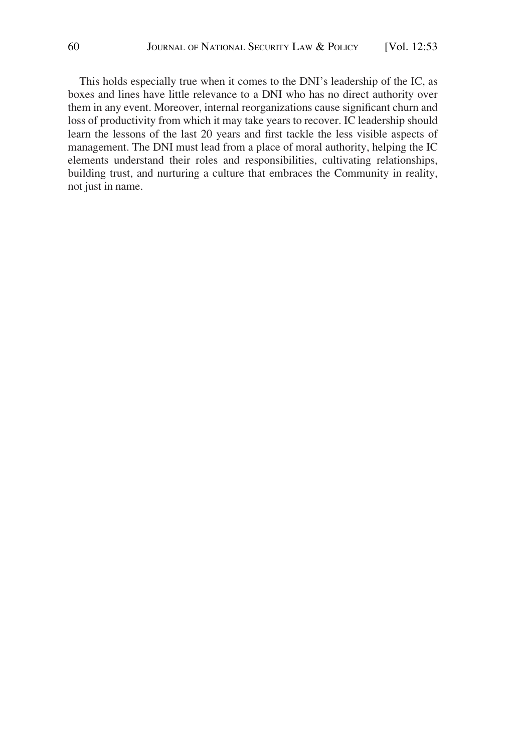This holds especially true when it comes to the DNI's leadership of the IC, as boxes and lines have little relevance to a DNI who has no direct authority over them in any event. Moreover, internal reorganizations cause significant churn and loss of productivity from which it may take years to recover. IC leadership should learn the lessons of the last 20 years and first tackle the less visible aspects of management. The DNI must lead from a place of moral authority, helping the IC elements understand their roles and responsibilities, cultivating relationships, building trust, and nurturing a culture that embraces the Community in reality, not just in name.